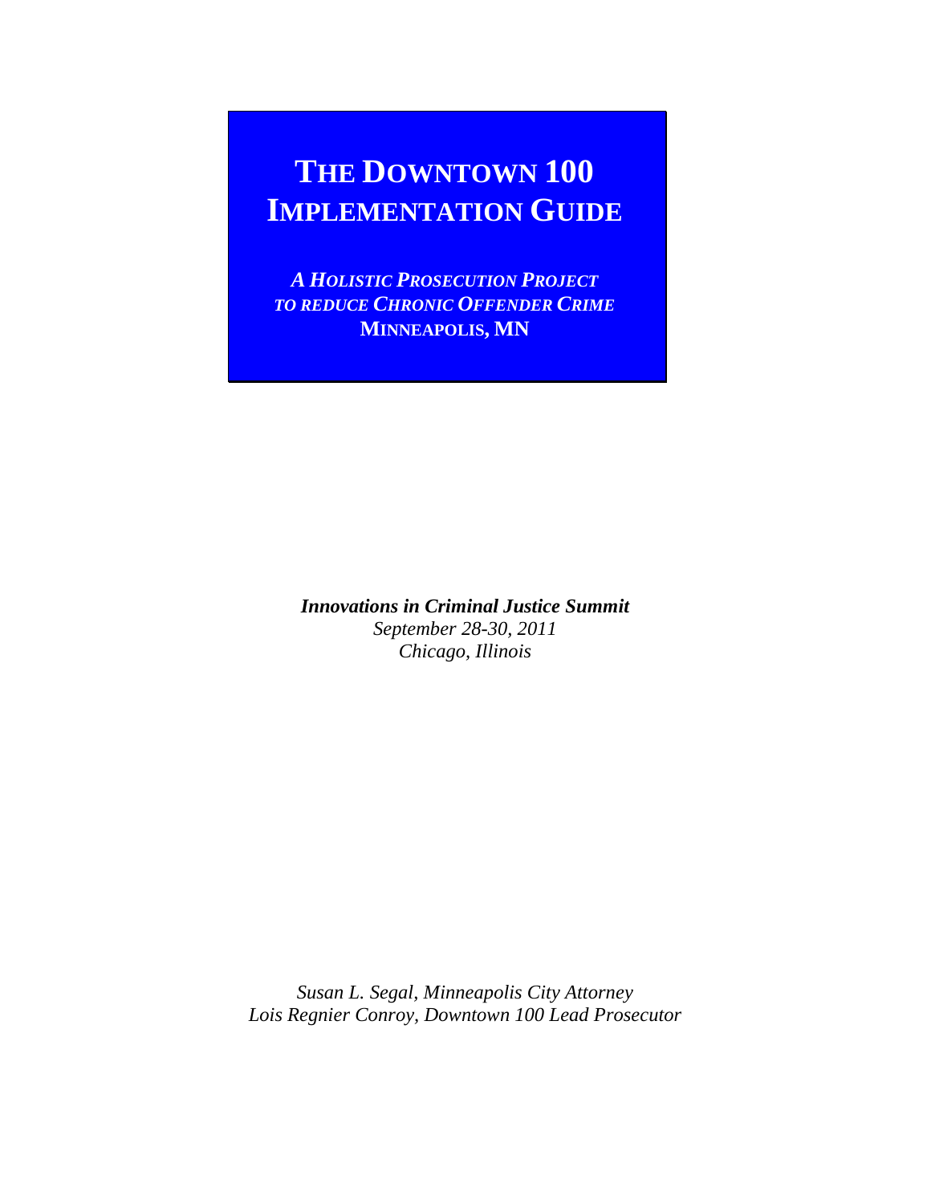# THE DOWNTOWN 100 IMPLEMENTATION GUIDE

***A HOLISTIC PROSECUTION PROJECT TO REDUCE CHRONIC OFFENDER CRIME***
**MINNEAPOLIS, MN**

***Innovations in Criminal Justice Summit***
*September 28-30, 2011*
*Chicago, Illinois*

*Susan L. Segal, Minneapolis City Attorney*
*Lois Regnier Conroy, Downtown 100 Lead Prosecutor*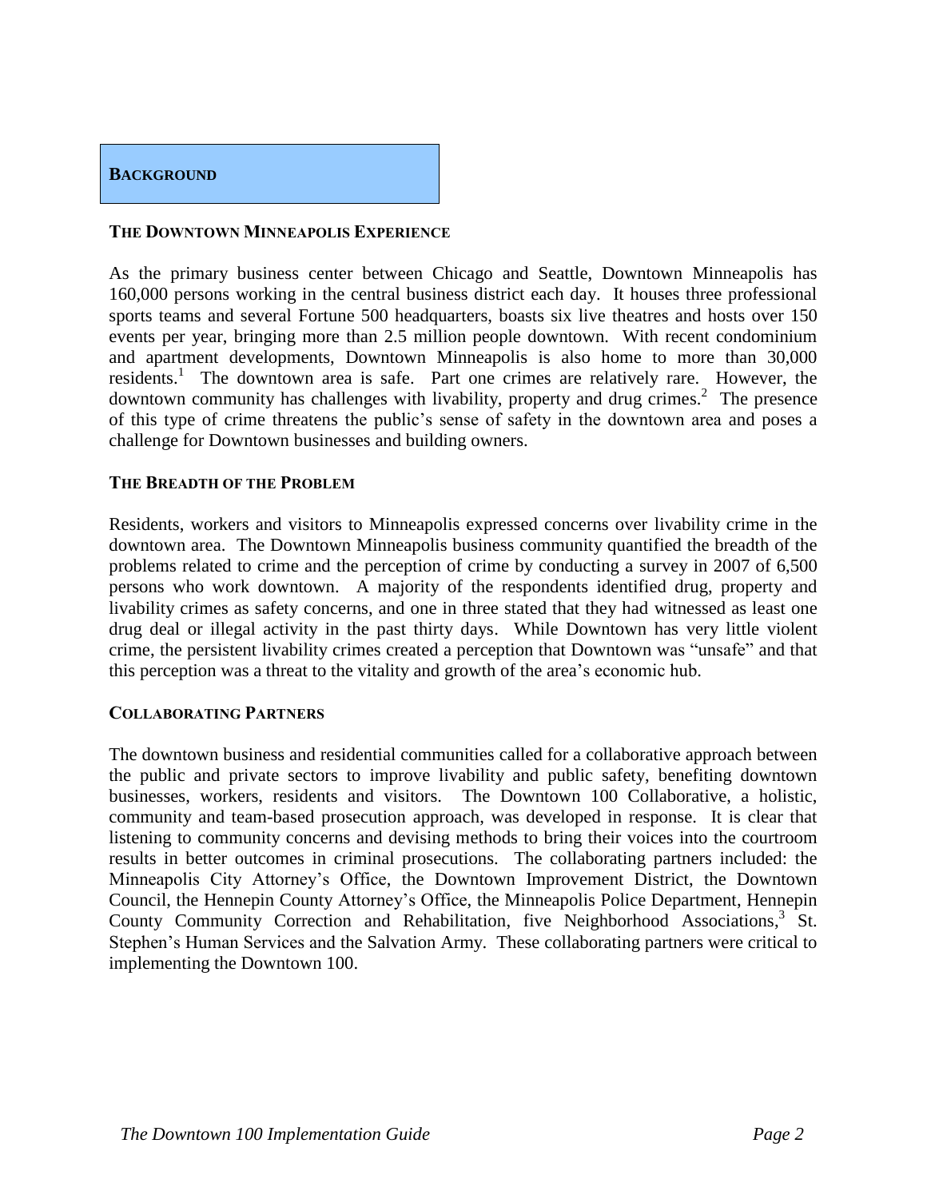# BACKGROUND

## THE DOWNTOWN MINNEAPOLIS EXPERIENCE

As the primary business center between Chicago and Seattle, Downtown Minneapolis has 160,000 persons working in the central business district each day. It houses three professional sports teams and several Fortune 500 headquarters, boasts six live theatres and hosts over 150 events per year, bringing more than 2.5 million people downtown. With recent condominium and apartment developments, Downtown Minneapolis is also home to more than 30,000 residents.[1] The downtown area is safe. Part one crimes are relatively rare. However, the downtown community has challenges with livability, property and drug crimes.[2] The presence of this type of crime threatens the public's sense of safety in the downtown area and poses a challenge for Downtown businesses and building owners.

## THE BREADTH OF THE PROBLEM

Residents, workers and visitors to Minneapolis expressed concerns over livability crime in the downtown area. The Downtown Minneapolis business community quantified the breadth of the problems related to crime and the perception of crime by conducting a survey in 2007 of 6,500 persons who work downtown. A majority of the respondents identified drug, property and livability crimes as safety concerns, and one in three stated that they had witnessed as least one drug deal or illegal activity in the past thirty days. While Downtown has very little violent crime, the persistent livability crimes created a perception that Downtown was "unsafe" and that this perception was a threat to the vitality and growth of the area's economic hub.

## COLLABORATING PARTNERS

The downtown business and residential communities called for a collaborative approach between the public and private sectors to improve livability and public safety, benefiting downtown businesses, workers, residents and visitors. The Downtown 100 Collaborative, a holistic, community and team-based prosecution approach, was developed in response. It is clear that listening to community concerns and devising methods to bring their voices into the courtroom results in better outcomes in criminal prosecutions. The collaborating partners included: the Minneapolis City Attorney's Office, the Downtown Improvement District, the Downtown Council, the Hennepin County Attorney's Office, the Minneapolis Police Department, Hennepin County Community Correction and Rehabilitation, five Neighborhood Associations,[3] St. Stephen's Human Services and the Salvation Army. These collaborating partners were critical to implementing the Downtown 100.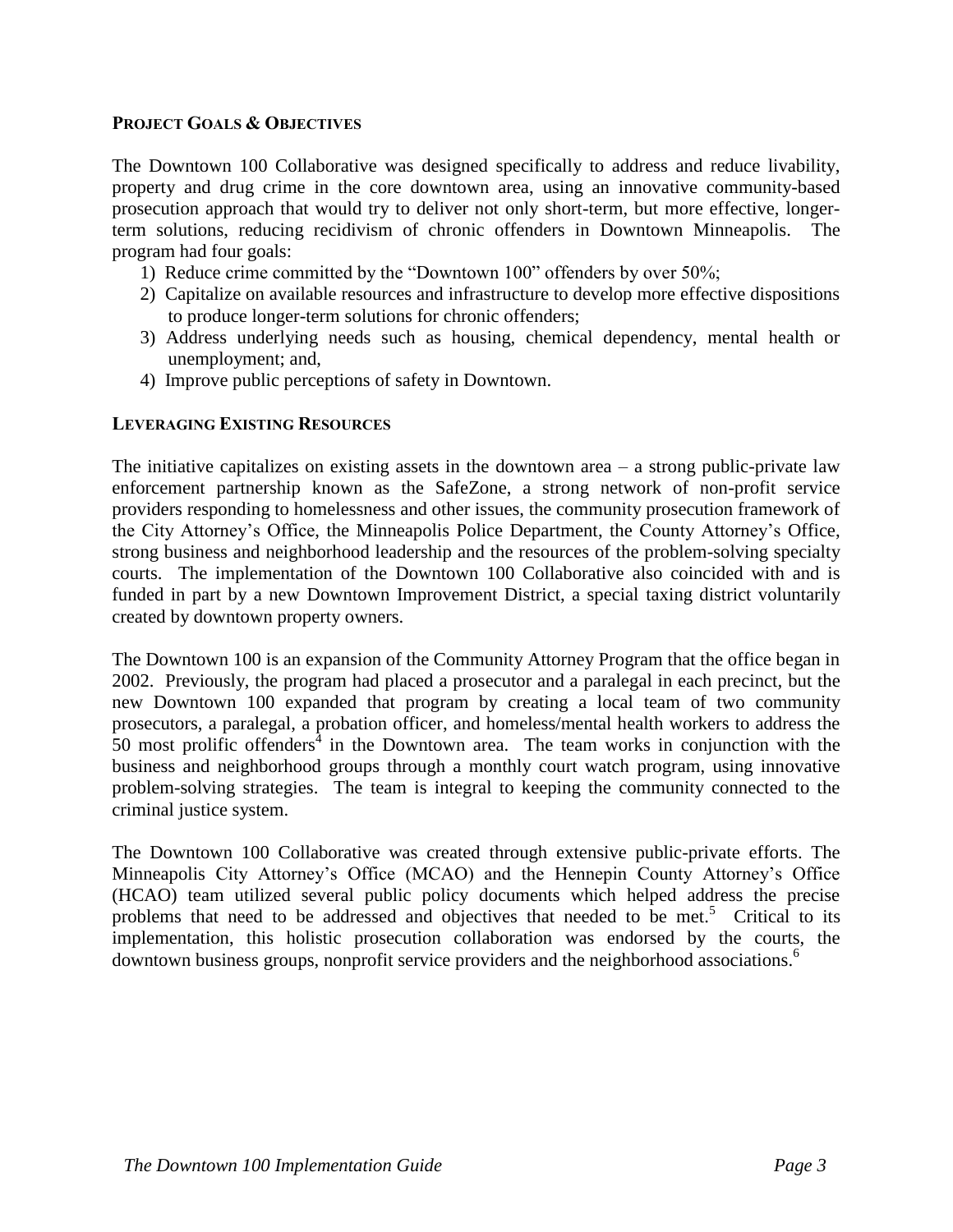## PROJECT GOALS & OBJECTIVES

The Downtown 100 Collaborative was designed specifically to address and reduce livability, property and drug crime in the core downtown area, using an innovative community-based prosecution approach that would try to deliver not only short-term, but more effective, longer-term solutions, reducing recidivism of chronic offenders in Downtown Minneapolis. The program had four goals:

1) Reduce crime committed by the "Downtown 100" offenders by over 50%;
2) Capitalize on available resources and infrastructure to develop more effective dispositions to produce longer-term solutions for chronic offenders;
3) Address underlying needs such as housing, chemical dependency, mental health or unemployment; and,
4) Improve public perceptions of safety in Downtown.

## LEVERAGING EXISTING RESOURCES

The initiative capitalizes on existing assets in the downtown area – a strong public-private law enforcement partnership known as the SafeZone, a strong network of non-profit service providers responding to homelessness and other issues, the community prosecution framework of the City Attorney's Office, the Minneapolis Police Department, the County Attorney's Office, strong business and neighborhood leadership and the resources of the problem-solving specialty courts. The implementation of the Downtown 100 Collaborative also coincided with and is funded in part by a new Downtown Improvement District, a special taxing district voluntarily created by downtown property owners.

The Downtown 100 is an expansion of the Community Attorney Program that the office began in 2002. Previously, the program had placed a prosecutor and a paralegal in each precinct, but the new Downtown 100 expanded that program by creating a local team of two community prosecutors, a paralegal, a probation officer, and homeless/mental health workers to address the 50 most prolific offenders[4] in the Downtown area. The team works in conjunction with the business and neighborhood groups through a monthly court watch program, using innovative problem-solving strategies. The team is integral to keeping the community connected to the criminal justice system.

The Downtown 100 Collaborative was created through extensive public-private efforts. The Minneapolis City Attorney's Office (MCAO) and the Hennepin County Attorney's Office (HCAO) team utilized several public policy documents which helped address the precise problems that need to be addressed and objectives that needed to be met.[5] Critical to its implementation, this holistic prosecution collaboration was endorsed by the courts, the downtown business groups, nonprofit service providers and the neighborhood associations.[6]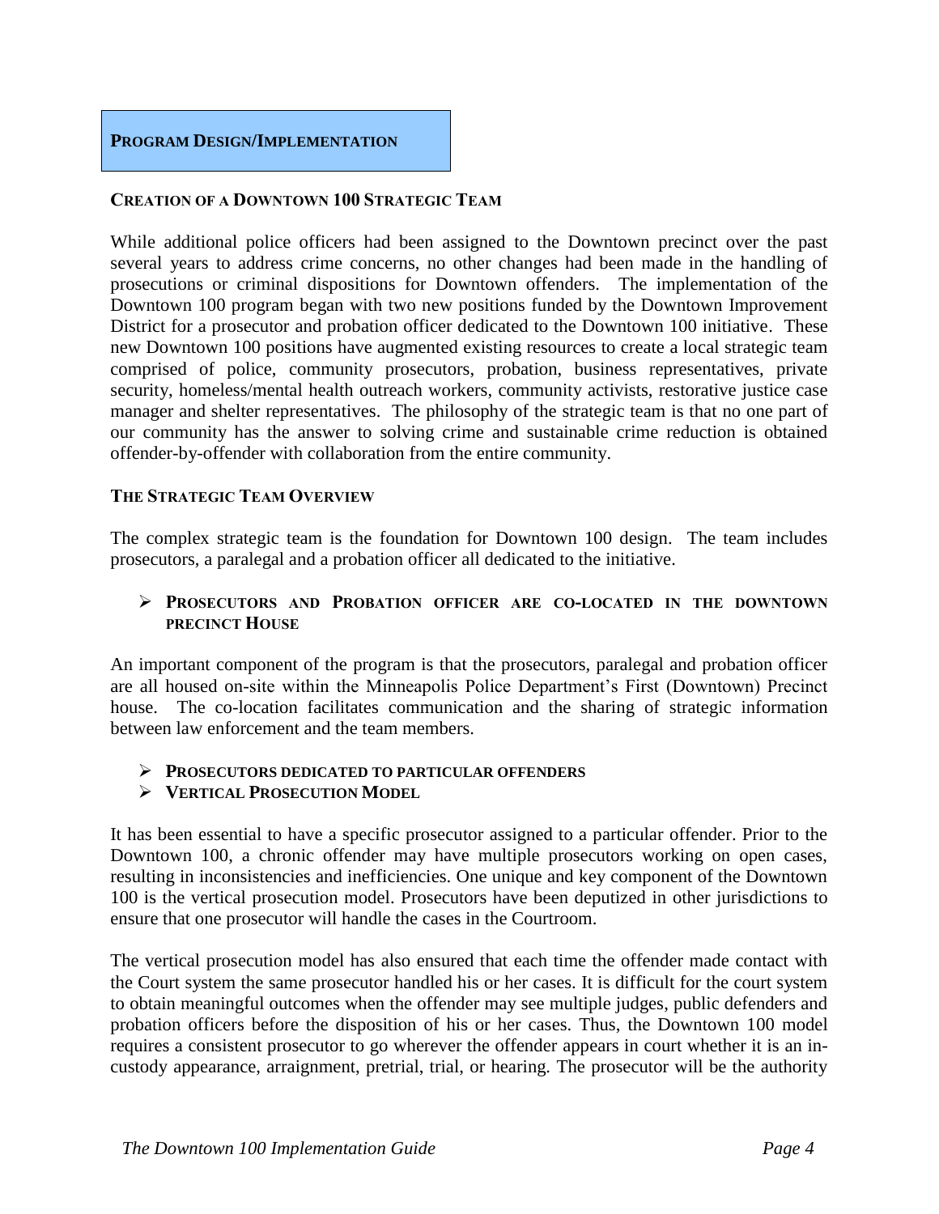## PROGRAM DESIGN/IMPLEMENTATION

### CREATION OF A DOWNTOWN 100 STRATEGIC TEAM

While additional police officers had been assigned to the Downtown precinct over the past several years to address crime concerns, no other changes had been made in the handling of prosecutions or criminal dispositions for Downtown offenders. The implementation of the Downtown 100 program began with two new positions funded by the Downtown Improvement District for a prosecutor and probation officer dedicated to the Downtown 100 initiative. These new Downtown 100 positions have augmented existing resources to create a local strategic team comprised of police, community prosecutors, probation, business representatives, private security, homeless/mental health outreach workers, community activists, restorative justice case manager and shelter representatives. The philosophy of the strategic team is that no one part of our community has the answer to solving crime and sustainable crime reduction is obtained offender-by-offender with collaboration from the entire community.

### THE STRATEGIC TEAM OVERVIEW

The complex strategic team is the foundation for Downtown 100 design. The team includes prosecutors, a paralegal and a probation officer all dedicated to the initiative.

- **PROSECUTORS AND PROBATION OFFICER ARE CO-LOCATED IN THE DOWNTOWN PRECINCT HOUSE**

An important component of the program is that the prosecutors, paralegal and probation officer are all housed on-site within the Minneapolis Police Department's First (Downtown) Precinct house. The co-location facilitates communication and the sharing of strategic information between law enforcement and the team members.

- **PROSECUTORS DEDICATED TO PARTICULAR OFFENDERS**
- **VERTICAL PROSECUTION MODEL**

It has been essential to have a specific prosecutor assigned to a particular offender. Prior to the Downtown 100, a chronic offender may have multiple prosecutors working on open cases, resulting in inconsistencies and inefficiencies. One unique and key component of the Downtown 100 is the vertical prosecution model. Prosecutors have been deputized in other jurisdictions to ensure that one prosecutor will handle the cases in the Courtroom.

The vertical prosecution model has also ensured that each time the offender made contact with the Court system the same prosecutor handled his or her cases. It is difficult for the court system to obtain meaningful outcomes when the offender may see multiple judges, public defenders and probation officers before the disposition of his or her cases. Thus, the Downtown 100 model requires a consistent prosecutor to go wherever the offender appears in court whether it is an in-custody appearance, arraignment, pretrial, trial, or hearing. The prosecutor will be the authority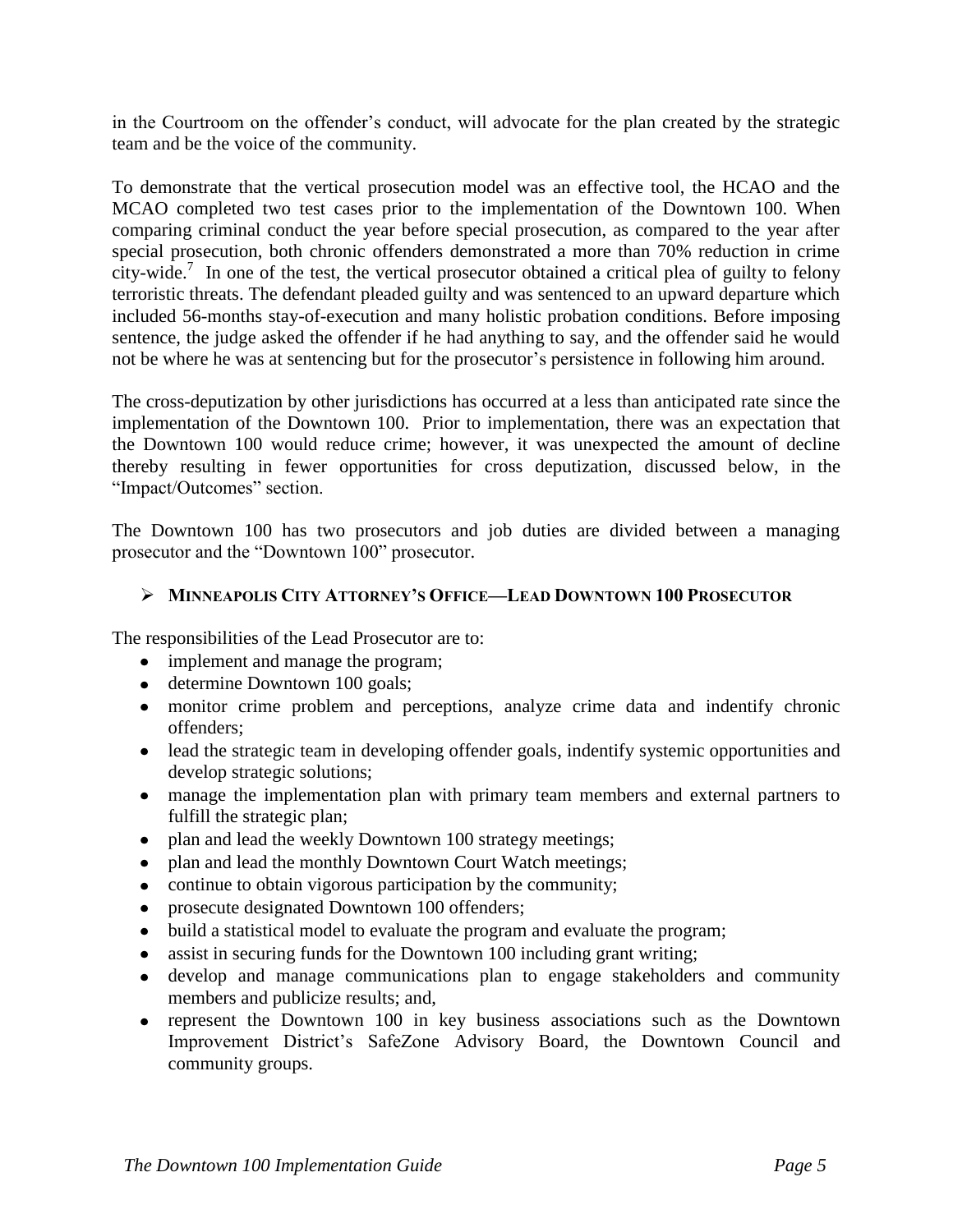in the Courtroom on the offender's conduct, will advocate for the plan created by the strategic team and be the voice of the community.

To demonstrate that the vertical prosecution model was an effective tool, the HCAO and the MCAO completed two test cases prior to the implementation of the Downtown 100. When comparing criminal conduct the year before special prosecution, as compared to the year after special prosecution, both chronic offenders demonstrated a more than 70% reduction in crime city-wide.[7] In one of the test, the vertical prosecutor obtained a critical plea of guilty to felony terroristic threats. The defendant pleaded guilty and was sentenced to an upward departure which included 56-months stay-of-execution and many holistic probation conditions. Before imposing sentence, the judge asked the offender if he had anything to say, and the offender said he would not be where he was at sentencing but for the prosecutor's persistence in following him around.

The cross-deputization by other jurisdictions has occurred at a less than anticipated rate since the implementation of the Downtown 100. Prior to implementation, there was an expectation that the Downtown 100 would reduce crime; however, it was unexpected the amount of decline thereby resulting in fewer opportunities for cross deputization, discussed below, in the "Impact/Outcomes" section.

The Downtown 100 has two prosecutors and job duties are divided between a managing prosecutor and the "Downtown 100" prosecutor.

- **MINNEAPOLIS CITY ATTORNEY'S OFFICE—LEAD DOWNTOWN 100 PROSECUTOR**

The responsibilities of the Lead Prosecutor are to:

- implement and manage the program;
- determine Downtown 100 goals;
- monitor crime problem and perceptions, analyze crime data and indentify chronic offenders;
- lead the strategic team in developing offender goals, indentify systemic opportunities and develop strategic solutions;
- manage the implementation plan with primary team members and external partners to fulfill the strategic plan;
- plan and lead the weekly Downtown 100 strategy meetings;
- plan and lead the monthly Downtown Court Watch meetings;
- continue to obtain vigorous participation by the community;
- prosecute designated Downtown 100 offenders;
- build a statistical model to evaluate the program and evaluate the program;
- assist in securing funds for the Downtown 100 including grant writing;
- develop and manage communications plan to engage stakeholders and community members and publicize results; and,
- represent the Downtown 100 in key business associations such as the Downtown Improvement District's SafeZone Advisory Board, the Downtown Council and community groups.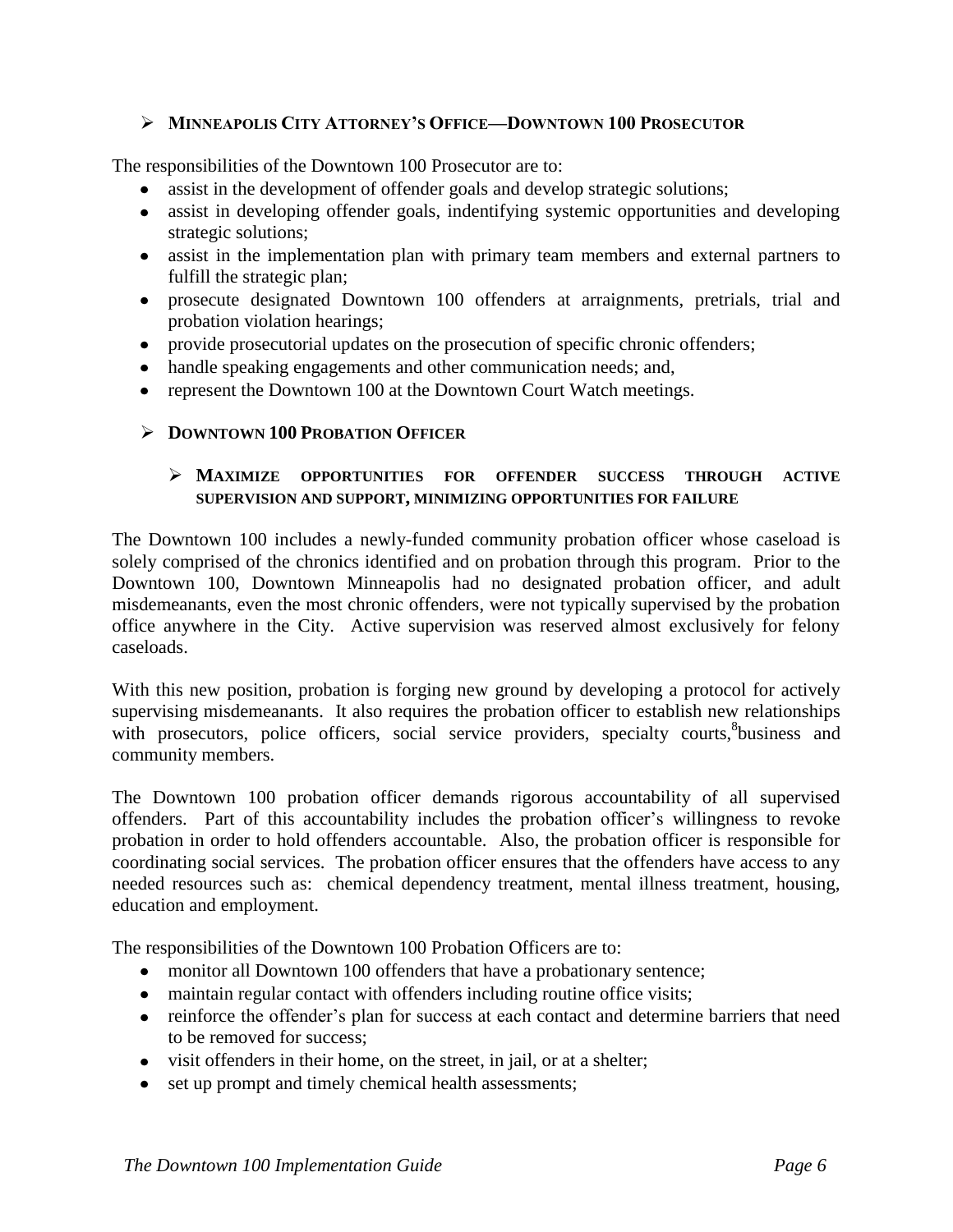### ➢ Minneapolis City Attorney's Office—Downtown 100 Prosecutor

The responsibilities of the Downtown 100 Prosecutor are to:

- assist in the development of offender goals and develop strategic solutions;
- assist in developing offender goals, indentifying systemic opportunities and developing strategic solutions;
- assist in the implementation plan with primary team members and external partners to fulfill the strategic plan;
- prosecute designated Downtown 100 offenders at arraignments, pretrials, trial and probation violation hearings;
- provide prosecutorial updates on the prosecution of specific chronic offenders;
- handle speaking engagements and other communication needs; and,
- represent the Downtown 100 at the Downtown Court Watch meetings.

### ➢ Downtown 100 Probation Officer

#### ➢ Maximize opportunities for offender success through active supervision and support, minimizing opportunities for failure

The Downtown 100 includes a newly-funded community probation officer whose caseload is solely comprised of the chronics identified and on probation through this program. Prior to the Downtown 100, Downtown Minneapolis had no designated probation officer, and adult misdemeanants, even the most chronic offenders, were not typically supervised by the probation office anywhere in the City. Active supervision was reserved almost exclusively for felony caseloads.

With this new position, probation is forging new ground by developing a protocol for actively supervising misdemeanants. It also requires the probation officer to establish new relationships with prosecutors, police officers, social service providers, specialty courts,[8] business and community members.

The Downtown 100 probation officer demands rigorous accountability of all supervised offenders. Part of this accountability includes the probation officer's willingness to revoke probation in order to hold offenders accountable. Also, the probation officer is responsible for coordinating social services. The probation officer ensures that the offenders have access to any needed resources such as: chemical dependency treatment, mental illness treatment, housing, education and employment.

The responsibilities of the Downtown 100 Probation Officers are to:

- monitor all Downtown 100 offenders that have a probationary sentence;
- maintain regular contact with offenders including routine office visits;
- reinforce the offender's plan for success at each contact and determine barriers that need to be removed for success;
- visit offenders in their home, on the street, in jail, or at a shelter;
- set up prompt and timely chemical health assessments;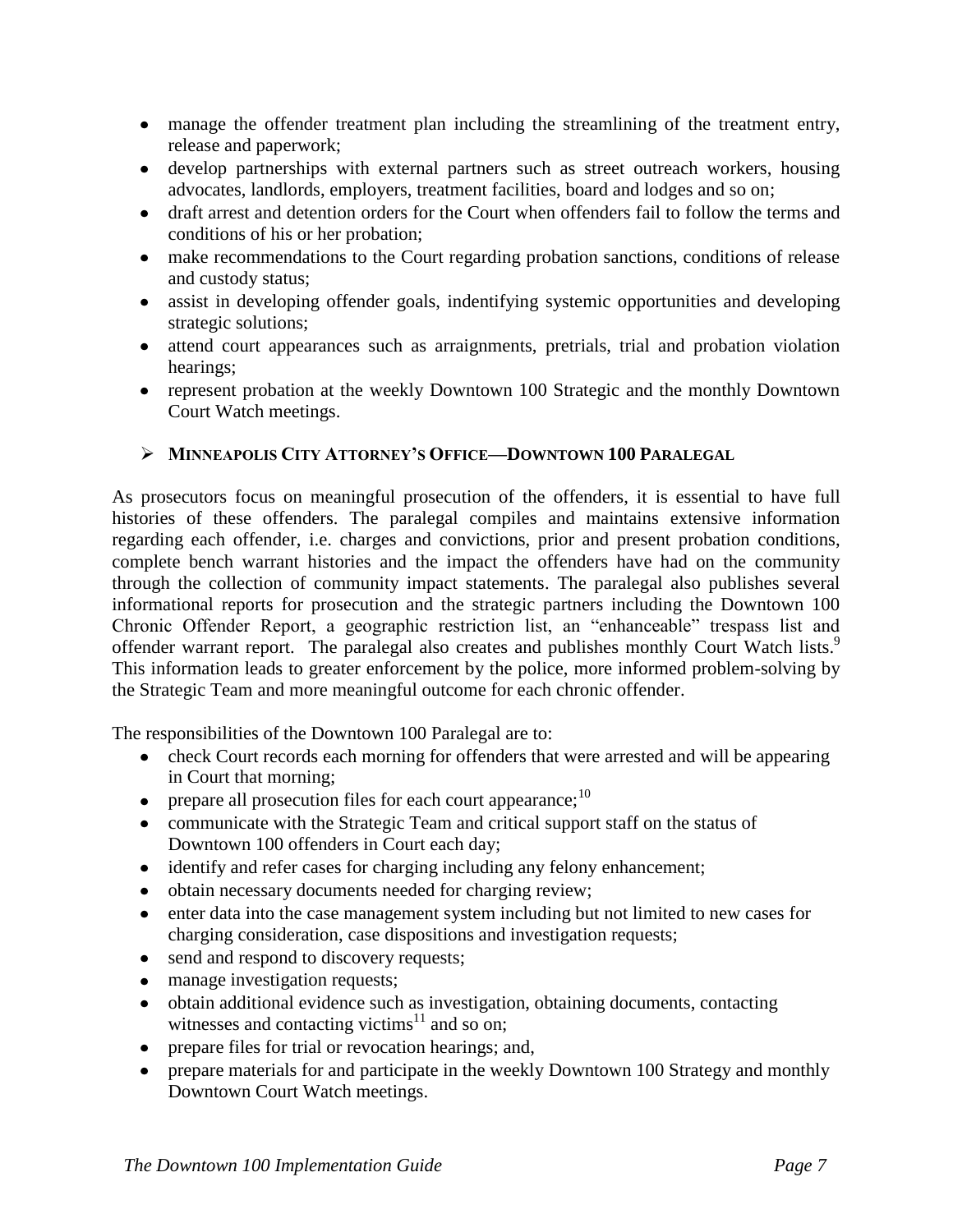- manage the offender treatment plan including the streamlining of the treatment entry, release and paperwork;
- develop partnerships with external partners such as street outreach workers, housing advocates, landlords, employers, treatment facilities, board and lodges and so on;
- draft arrest and detention orders for the Court when offenders fail to follow the terms and conditions of his or her probation;
- make recommendations to the Court regarding probation sanctions, conditions of release and custody status;
- assist in developing offender goals, indentifying systemic opportunities and developing strategic solutions;
- attend court appearances such as arraignments, pretrials, trial and probation violation hearings;
- represent probation at the weekly Downtown 100 Strategic and the monthly Downtown Court Watch meetings.

### ➢ MINNEAPOLIS CITY ATTORNEY'S OFFICE—DOWNTOWN 100 PARALEGAL

As prosecutors focus on meaningful prosecution of the offenders, it is essential to have full histories of these offenders. The paralegal compiles and maintains extensive information regarding each offender, i.e. charges and convictions, prior and present probation conditions, complete bench warrant histories and the impact the offenders have had on the community through the collection of community impact statements. The paralegal also publishes several informational reports for prosecution and the strategic partners including the Downtown 100 Chronic Offender Report, a geographic restriction list, an "enhanceable" trespass list and offender warrant report. The paralegal also creates and publishes monthly Court Watch lists.[9] This information leads to greater enforcement by the police, more informed problem-solving by the Strategic Team and more meaningful outcome for each chronic offender.

The responsibilities of the Downtown 100 Paralegal are to:

- check Court records each morning for offenders that were arrested and will be appearing in Court that morning;
- prepare all prosecution files for each court appearance;[10]
- communicate with the Strategic Team and critical support staff on the status of Downtown 100 offenders in Court each day;
- identify and refer cases for charging including any felony enhancement;
- obtain necessary documents needed for charging review;
- enter data into the case management system including but not limited to new cases for charging consideration, case dispositions and investigation requests;
- send and respond to discovery requests;
- manage investigation requests;
- obtain additional evidence such as investigation, obtaining documents, contacting witnesses and contacting victims[11] and so on;
- prepare files for trial or revocation hearings; and,
- prepare materials for and participate in the weekly Downtown 100 Strategy and monthly Downtown Court Watch meetings.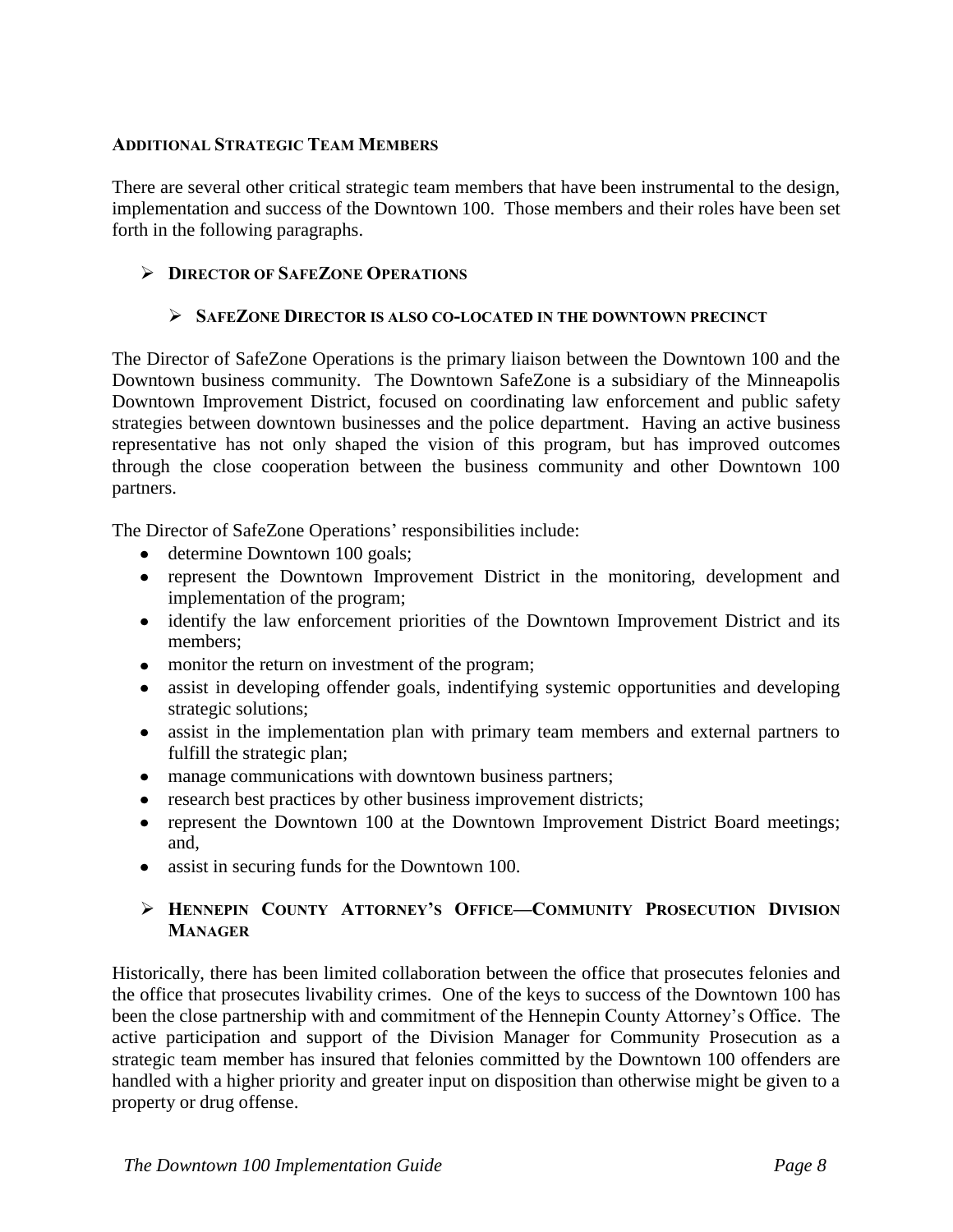### Additional Strategic Team Members

There are several other critical strategic team members that have been instrumental to the design, implementation and success of the Downtown 100. Those members and their roles have been set forth in the following paragraphs.

- **Director of SafeZone Operations**
  - **SafeZone Director is also co-located in the downtown precinct**

The Director of SafeZone Operations is the primary liaison between the Downtown 100 and the Downtown business community. The Downtown SafeZone is a subsidiary of the Minneapolis Downtown Improvement District, focused on coordinating law enforcement and public safety strategies between downtown businesses and the police department. Having an active business representative has not only shaped the vision of this program, but has improved outcomes through the close cooperation between the business community and other Downtown 100 partners.

The Director of SafeZone Operations' responsibilities include:

- determine Downtown 100 goals;
- represent the Downtown Improvement District in the monitoring, development and implementation of the program;
- identify the law enforcement priorities of the Downtown Improvement District and its members;
- monitor the return on investment of the program;
- assist in developing offender goals, indentifying systemic opportunities and developing strategic solutions;
- assist in the implementation plan with primary team members and external partners to fulfill the strategic plan;
- manage communications with downtown business partners;
- research best practices by other business improvement districts;
- represent the Downtown 100 at the Downtown Improvement District Board meetings; and,
- assist in securing funds for the Downtown 100.

- **Hennepin County Attorney's Office—Community Prosecution Division Manager**

Historically, there has been limited collaboration between the office that prosecutes felonies and the office that prosecutes livability crimes. One of the keys to success of the Downtown 100 has been the close partnership with and commitment of the Hennepin County Attorney's Office. The active participation and support of the Division Manager for Community Prosecution as a strategic team member has insured that felonies committed by the Downtown 100 offenders are handled with a higher priority and greater input on disposition than otherwise might be given to a property or drug offense.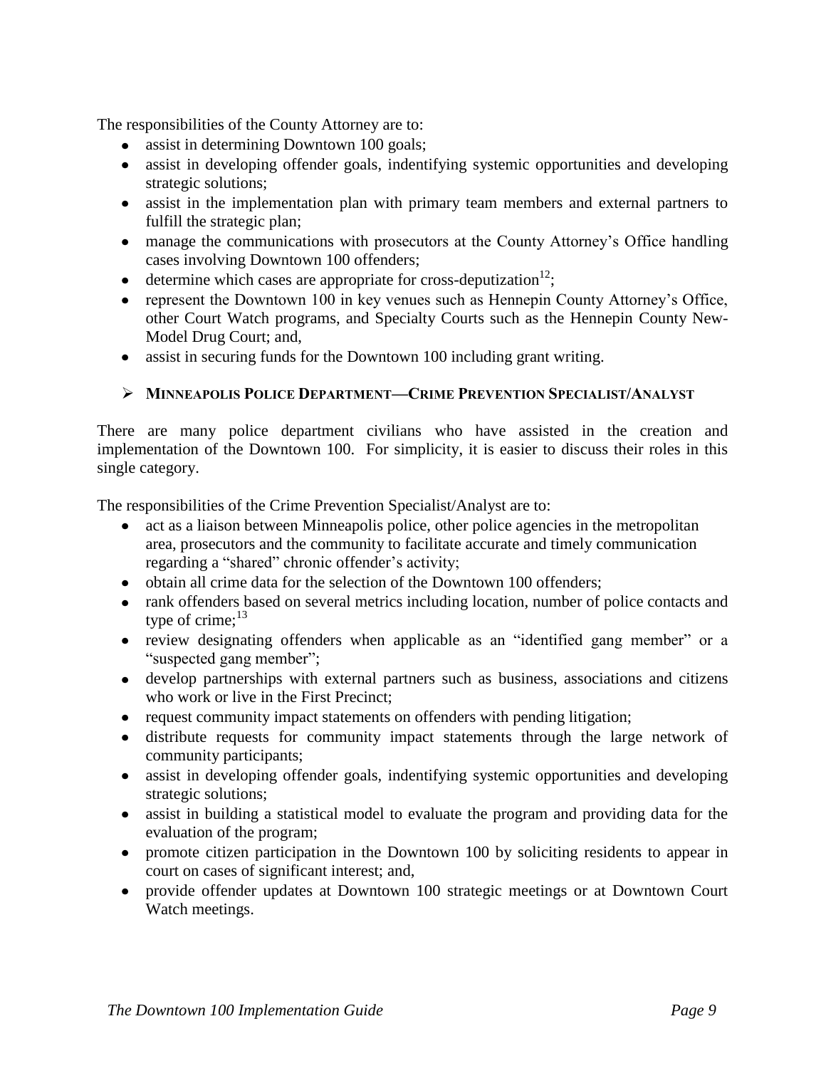The responsibilities of the County Attorney are to:

- assist in determining Downtown 100 goals;
- assist in developing offender goals, indentifying systemic opportunities and developing strategic solutions;
- assist in the implementation plan with primary team members and external partners to fulfill the strategic plan;
- manage the communications with prosecutors at the County Attorney's Office handling cases involving Downtown 100 offenders;
- determine which cases are appropriate for cross-deputization[12];
- represent the Downtown 100 in key venues such as Hennepin County Attorney's Office, other Court Watch programs, and Specialty Courts such as the Hennepin County New-Model Drug Court; and,
- assist in securing funds for the Downtown 100 including grant writing.

### ➢ MINNEAPOLIS POLICE DEPARTMENT—CRIME PREVENTION SPECIALIST/ANALYST

There are many police department civilians who have assisted in the creation and implementation of the Downtown 100. For simplicity, it is easier to discuss their roles in this single category.

The responsibilities of the Crime Prevention Specialist/Analyst are to:

- act as a liaison between Minneapolis police, other police agencies in the metropolitan area, prosecutors and the community to facilitate accurate and timely communication regarding a "shared" chronic offender's activity;
- obtain all crime data for the selection of the Downtown 100 offenders;
- rank offenders based on several metrics including location, number of police contacts and type of crime;[13]
- review designating offenders when applicable as an "identified gang member" or a "suspected gang member";
- develop partnerships with external partners such as business, associations and citizens who work or live in the First Precinct;
- request community impact statements on offenders with pending litigation;
- distribute requests for community impact statements through the large network of community participants;
- assist in developing offender goals, indentifying systemic opportunities and developing strategic solutions;
- assist in building a statistical model to evaluate the program and providing data for the evaluation of the program;
- promote citizen participation in the Downtown 100 by soliciting residents to appear in court on cases of significant interest; and,
- provide offender updates at Downtown 100 strategic meetings or at Downtown Court Watch meetings.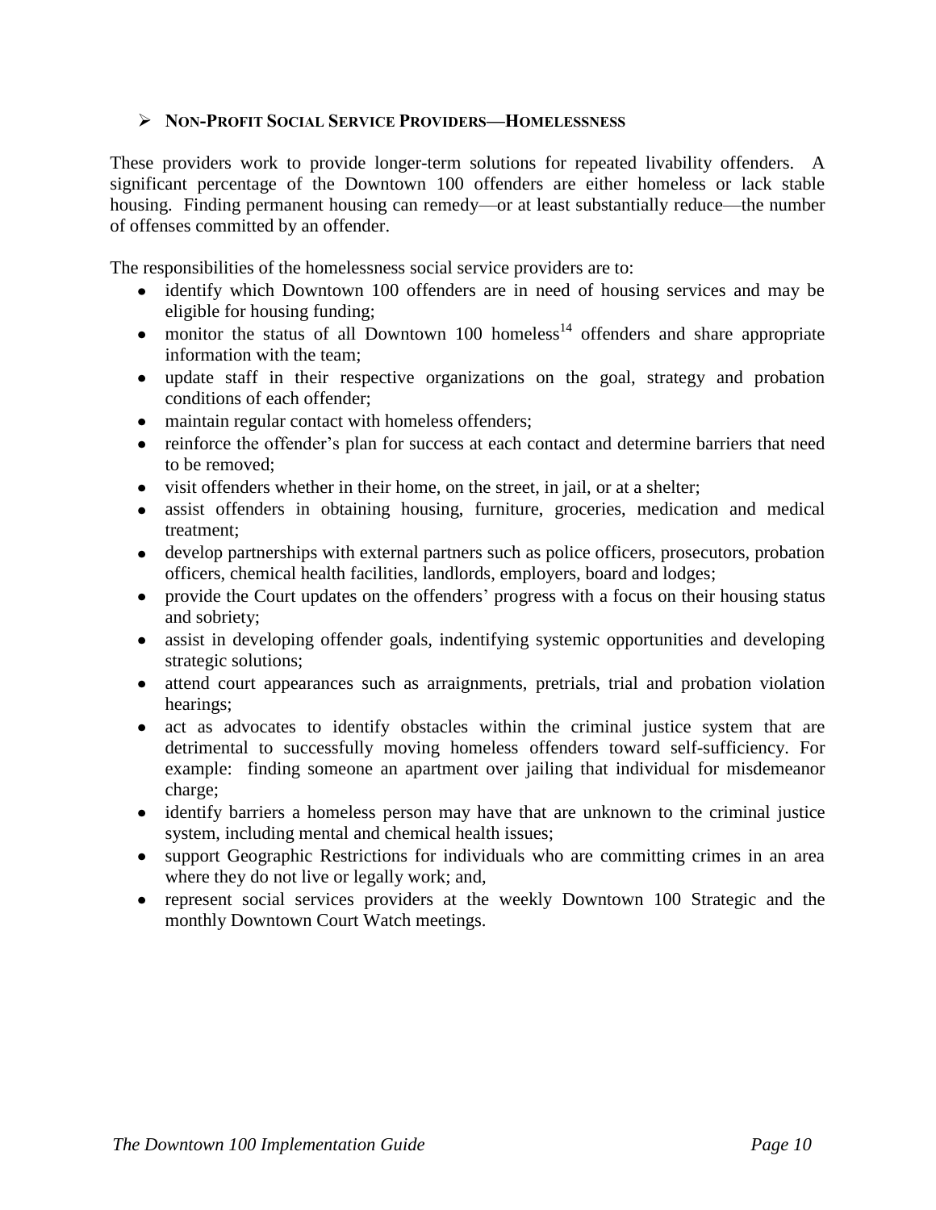### ➢ Non-Profit Social Service Providers—Homelessness

These providers work to provide longer-term solutions for repeated livability offenders. A significant percentage of the Downtown 100 offenders are either homeless or lack stable housing. Finding permanent housing can remedy—or at least substantially reduce—the number of offenses committed by an offender.

The responsibilities of the homelessness social service providers are to:

- identify which Downtown 100 offenders are in need of housing services and may be eligible for housing funding;
- monitor the status of all Downtown 100 homeless[14] offenders and share appropriate information with the team;
- update staff in their respective organizations on the goal, strategy and probation conditions of each offender;
- maintain regular contact with homeless offenders;
- reinforce the offender's plan for success at each contact and determine barriers that need to be removed;
- visit offenders whether in their home, on the street, in jail, or at a shelter;
- assist offenders in obtaining housing, furniture, groceries, medication and medical treatment;
- develop partnerships with external partners such as police officers, prosecutors, probation officers, chemical health facilities, landlords, employers, board and lodges;
- provide the Court updates on the offenders' progress with a focus on their housing status and sobriety;
- assist in developing offender goals, indentifying systemic opportunities and developing strategic solutions;
- attend court appearances such as arraignments, pretrials, trial and probation violation hearings;
- act as advocates to identify obstacles within the criminal justice system that are detrimental to successfully moving homeless offenders toward self-sufficiency. For example: finding someone an apartment over jailing that individual for misdemeanor charge;
- identify barriers a homeless person may have that are unknown to the criminal justice system, including mental and chemical health issues;
- support Geographic Restrictions for individuals who are committing crimes in an area where they do not live or legally work; and,
- represent social services providers at the weekly Downtown 100 Strategic and the monthly Downtown Court Watch meetings.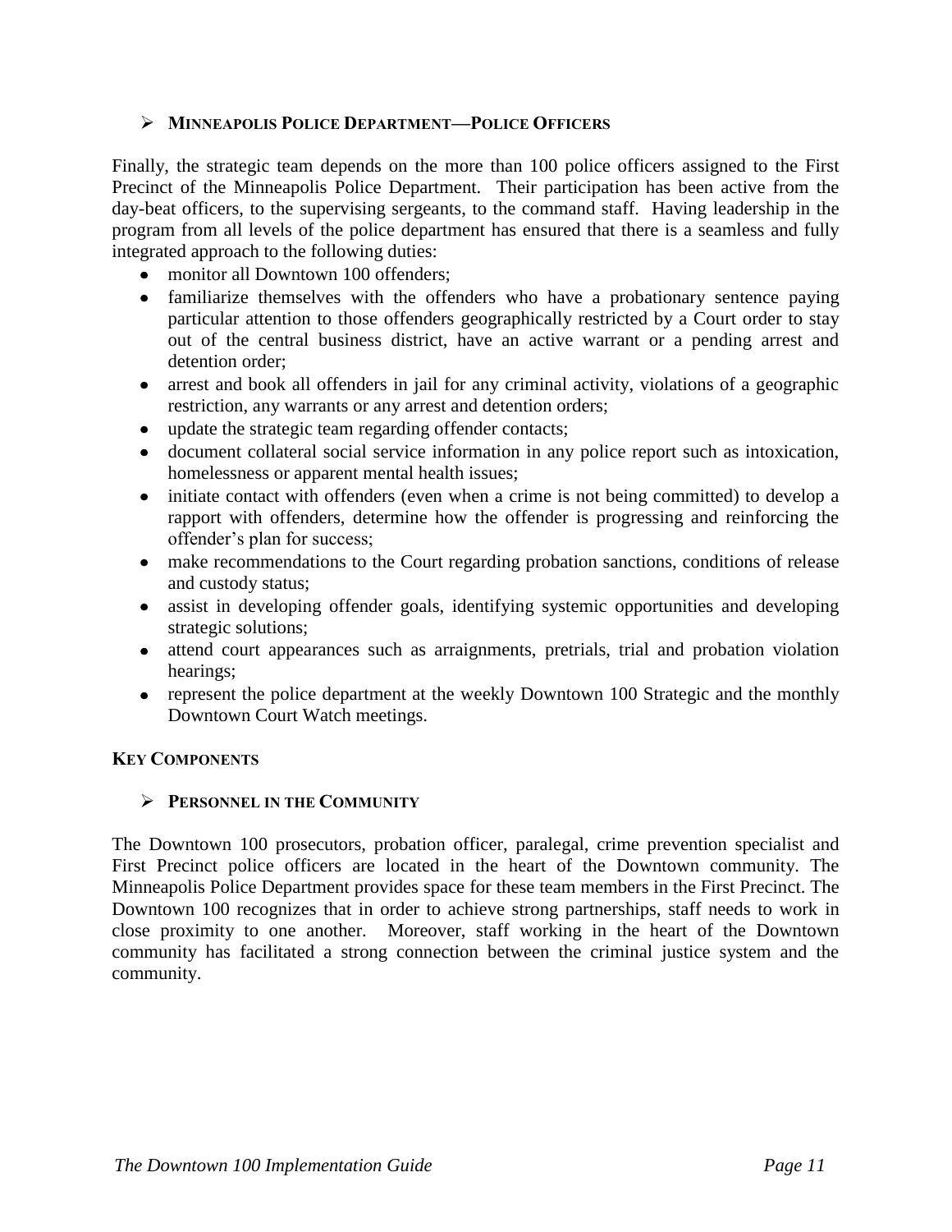### ➢ Minneapolis Police Department—Police Officers

Finally, the strategic team depends on the more than 100 police officers assigned to the First Precinct of the Minneapolis Police Department. Their participation has been active from the day-beat officers, to the supervising sergeants, to the command staff. Having leadership in the program from all levels of the police department has ensured that there is a seamless and fully integrated approach to the following duties:

- monitor all Downtown 100 offenders;
- familiarize themselves with the offenders who have a probationary sentence paying particular attention to those offenders geographically restricted by a Court order to stay out of the central business district, have an active warrant or a pending arrest and detention order;
- arrest and book all offenders in jail for any criminal activity, violations of a geographic restriction, any warrants or any arrest and detention orders;
- update the strategic team regarding offender contacts;
- document collateral social service information in any police report such as intoxication, homelessness or apparent mental health issues;
- initiate contact with offenders (even when a crime is not being committed) to develop a rapport with offenders, determine how the offender is progressing and reinforcing the offender's plan for success;
- make recommendations to the Court regarding probation sanctions, conditions of release and custody status;
- assist in developing offender goals, identifying systemic opportunities and developing strategic solutions;
- attend court appearances such as arraignments, pretrials, trial and probation violation hearings;
- represent the police department at the weekly Downtown 100 Strategic and the monthly Downtown Court Watch meetings.

## Key Components

### ➢ Personnel in the Community

The Downtown 100 prosecutors, probation officer, paralegal, crime prevention specialist and First Precinct police officers are located in the heart of the Downtown community. The Minneapolis Police Department provides space for these team members in the First Precinct. The Downtown 100 recognizes that in order to achieve strong partnerships, staff needs to work in close proximity to one another. Moreover, staff working in the heart of the Downtown community has facilitated a strong connection between the criminal justice system and the community.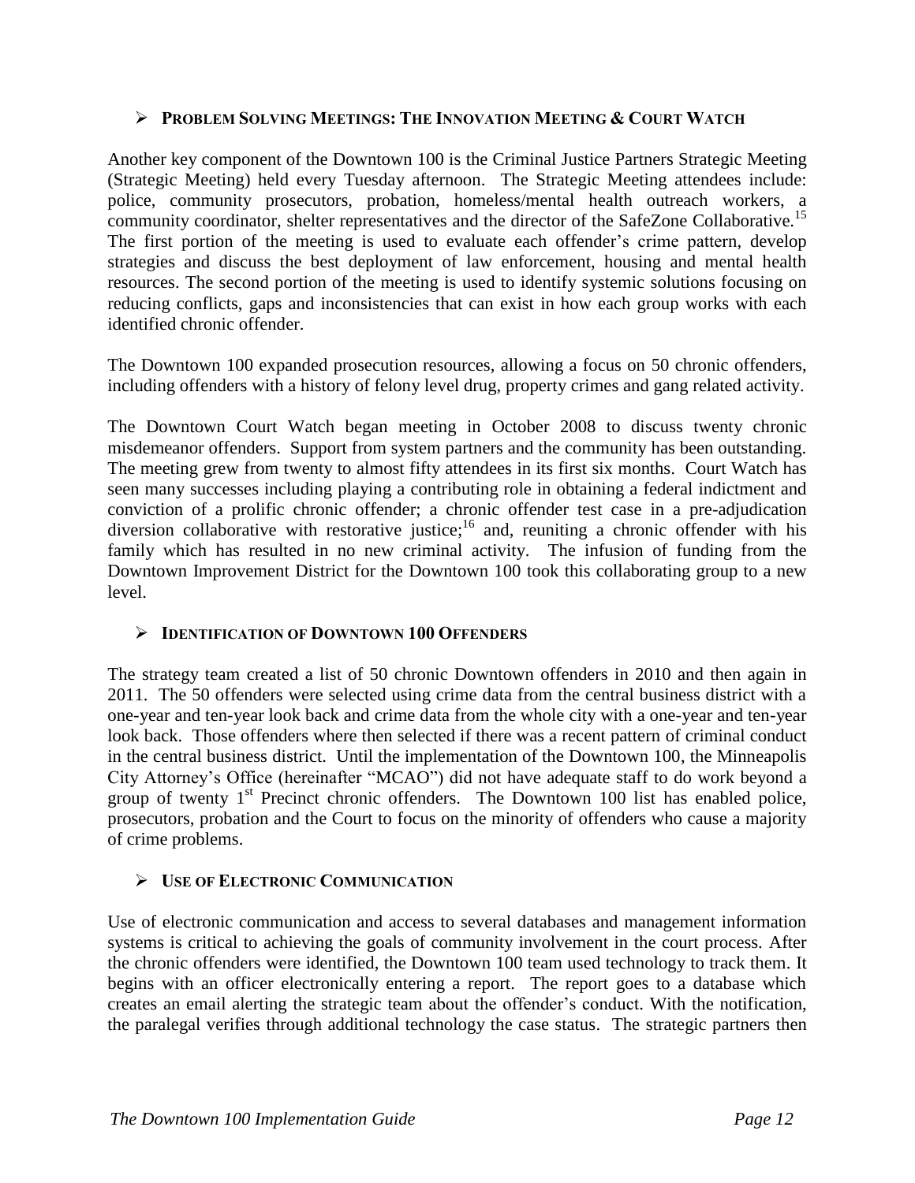## ➢ PROBLEM SOLVING MEETINGS: THE INNOVATION MEETING & COURT WATCH

Another key component of the Downtown 100 is the Criminal Justice Partners Strategic Meeting (Strategic Meeting) held every Tuesday afternoon. The Strategic Meeting attendees include: police, community prosecutors, probation, homeless/mental health outreach workers, a community coordinator, shelter representatives and the director of the SafeZone Collaborative.[15] The first portion of the meeting is used to evaluate each offender's crime pattern, develop strategies and discuss the best deployment of law enforcement, housing and mental health resources. The second portion of the meeting is used to identify systemic solutions focusing on reducing conflicts, gaps and inconsistencies that can exist in how each group works with each identified chronic offender.

The Downtown 100 expanded prosecution resources, allowing a focus on 50 chronic offenders, including offenders with a history of felony level drug, property crimes and gang related activity.

The Downtown Court Watch began meeting in October 2008 to discuss twenty chronic misdemeanor offenders. Support from system partners and the community has been outstanding. The meeting grew from twenty to almost fifty attendees in its first six months. Court Watch has seen many successes including playing a contributing role in obtaining a federal indictment and conviction of a prolific chronic offender; a chronic offender test case in a pre-adjudication diversion collaborative with restorative justice;[16] and, reuniting a chronic offender with his family which has resulted in no new criminal activity. The infusion of funding from the Downtown Improvement District for the Downtown 100 took this collaborating group to a new level.

## ➢ IDENTIFICATION OF DOWNTOWN 100 OFFENDERS

The strategy team created a list of 50 chronic Downtown offenders in 2010 and then again in 2011. The 50 offenders were selected using crime data from the central business district with a one-year and ten-year look back and crime data from the whole city with a one-year and ten-year look back. Those offenders where then selected if there was a recent pattern of criminal conduct in the central business district. Until the implementation of the Downtown 100, the Minneapolis City Attorney's Office (hereinafter "MCAO") did not have adequate staff to do work beyond a group of twenty 1st Precinct chronic offenders. The Downtown 100 list has enabled police, prosecutors, probation and the Court to focus on the minority of offenders who cause a majority of crime problems.

## ➢ USE OF ELECTRONIC COMMUNICATION

Use of electronic communication and access to several databases and management information systems is critical to achieving the goals of community involvement in the court process. After the chronic offenders were identified, the Downtown 100 team used technology to track them. It begins with an officer electronically entering a report. The report goes to a database which creates an email alerting the strategic team about the offender's conduct. With the notification, the paralegal verifies through additional technology the case status. The strategic partners then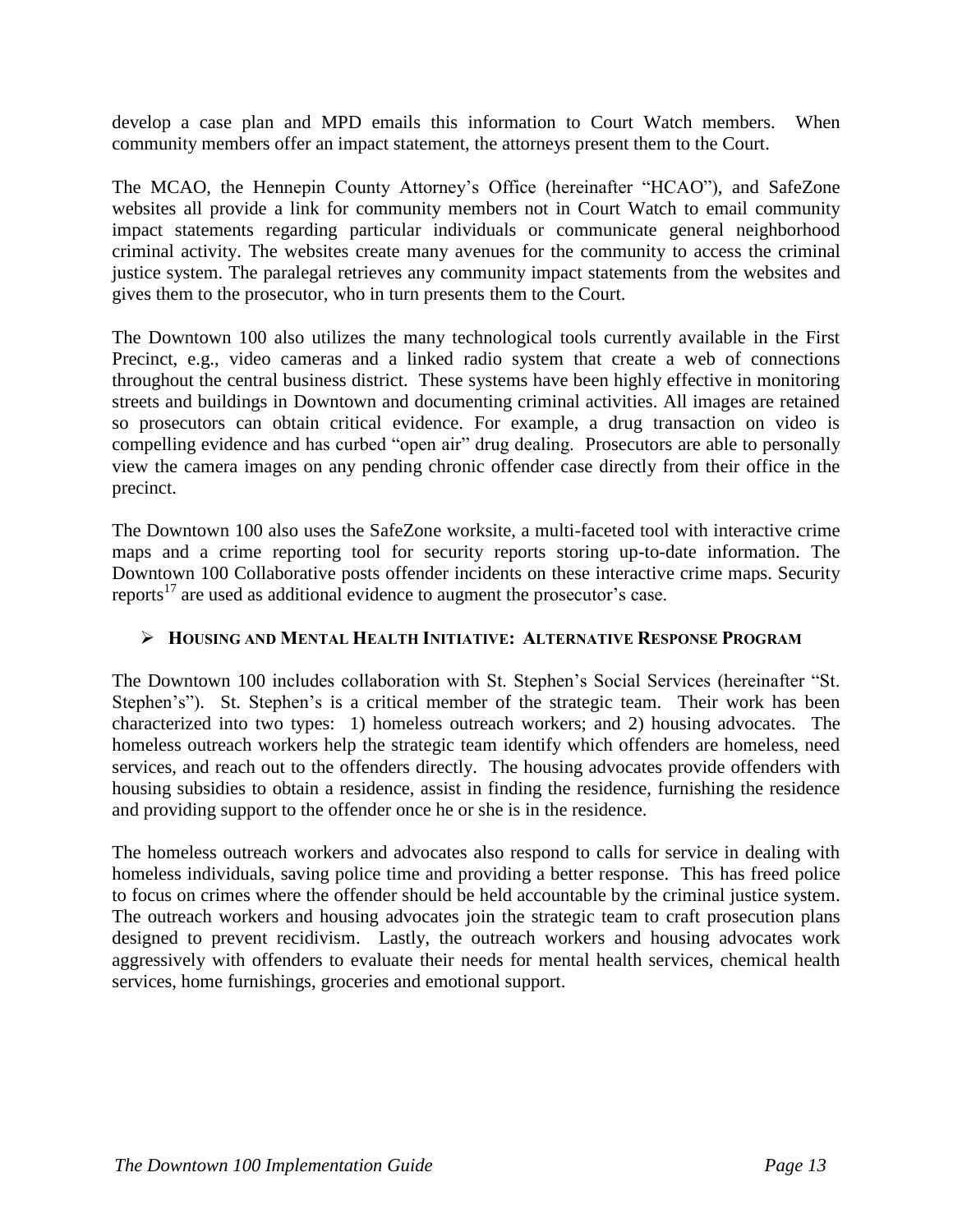develop a case plan and MPD emails this information to Court Watch members. When community members offer an impact statement, the attorneys present them to the Court.

The MCAO, the Hennepin County Attorney's Office (hereinafter "HCAO"), and SafeZone websites all provide a link for community members not in Court Watch to email community impact statements regarding particular individuals or communicate general neighborhood criminal activity. The websites create many avenues for the community to access the criminal justice system. The paralegal retrieves any community impact statements from the websites and gives them to the prosecutor, who in turn presents them to the Court.

The Downtown 100 also utilizes the many technological tools currently available in the First Precinct, e.g., video cameras and a linked radio system that create a web of connections throughout the central business district. These systems have been highly effective in monitoring streets and buildings in Downtown and documenting criminal activities. All images are retained so prosecutors can obtain critical evidence. For example, a drug transaction on video is compelling evidence and has curbed "open air" drug dealing. Prosecutors are able to personally view the camera images on any pending chronic offender case directly from their office in the precinct.

The Downtown 100 also uses the SafeZone worksite, a multi-faceted tool with interactive crime maps and a crime reporting tool for security reports storing up-to-date information. The Downtown 100 Collaborative posts offender incidents on these interactive crime maps. Security reports[17] are used as additional evidence to augment the prosecutor's case.

### ➢ Housing and Mental Health Initiative: Alternative Response Program

The Downtown 100 includes collaboration with St. Stephen's Social Services (hereinafter "St. Stephen's"). St. Stephen's is a critical member of the strategic team. Their work has been characterized into two types: 1) homeless outreach workers; and 2) housing advocates. The homeless outreach workers help the strategic team identify which offenders are homeless, need services, and reach out to the offenders directly. The housing advocates provide offenders with housing subsidies to obtain a residence, assist in finding the residence, furnishing the residence and providing support to the offender once he or she is in the residence.

The homeless outreach workers and advocates also respond to calls for service in dealing with homeless individuals, saving police time and providing a better response. This has freed police to focus on crimes where the offender should be held accountable by the criminal justice system. The outreach workers and housing advocates join the strategic team to craft prosecution plans designed to prevent recidivism. Lastly, the outreach workers and housing advocates work aggressively with offenders to evaluate their needs for mental health services, chemical health services, home furnishings, groceries and emotional support.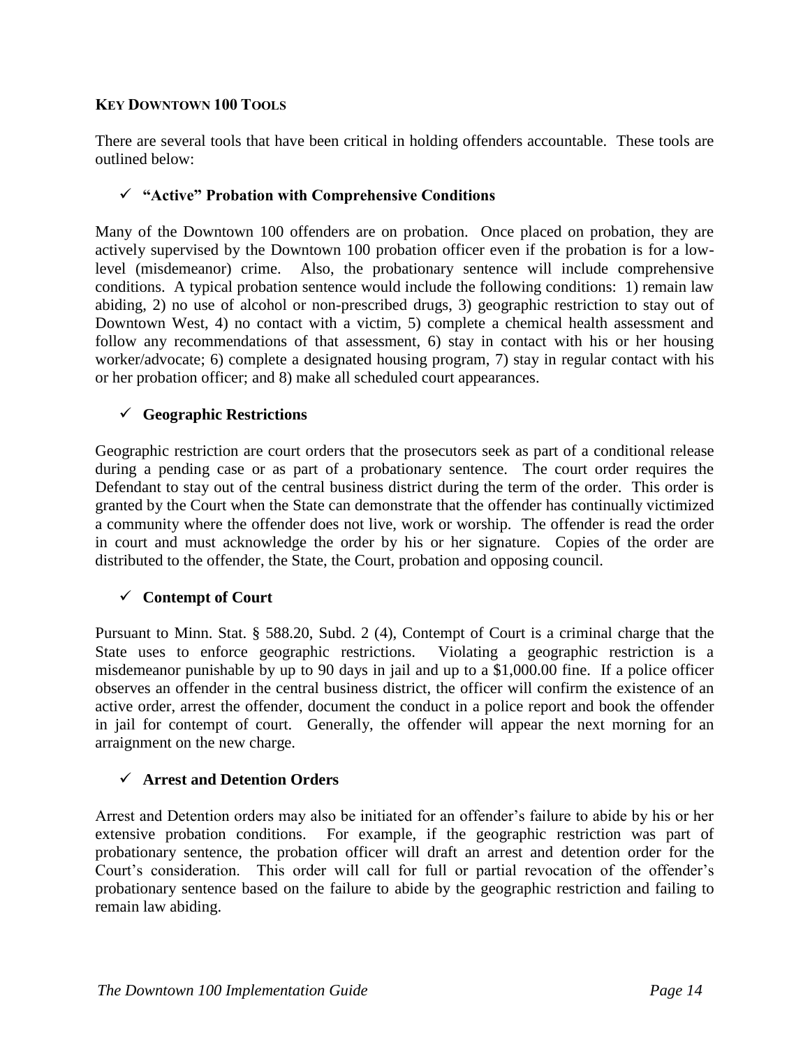## KEY DOWNTOWN 100 TOOLS

There are several tools that have been critical in holding offenders accountable. These tools are outlined below:

### ✓ "Active" Probation with Comprehensive Conditions

Many of the Downtown 100 offenders are on probation. Once placed on probation, they are actively supervised by the Downtown 100 probation officer even if the probation is for a low-level (misdemeanor) crime. Also, the probationary sentence will include comprehensive conditions. A typical probation sentence would include the following conditions: 1) remain law abiding, 2) no use of alcohol or non-prescribed drugs, 3) geographic restriction to stay out of Downtown West, 4) no contact with a victim, 5) complete a chemical health assessment and follow any recommendations of that assessment, 6) stay in contact with his or her housing worker/advocate; 6) complete a designated housing program, 7) stay in regular contact with his or her probation officer; and 8) make all scheduled court appearances.

### ✓ Geographic Restrictions

Geographic restriction are court orders that the prosecutors seek as part of a conditional release during a pending case or as part of a probationary sentence. The court order requires the Defendant to stay out of the central business district during the term of the order. This order is granted by the Court when the State can demonstrate that the offender has continually victimized a community where the offender does not live, work or worship. The offender is read the order in court and must acknowledge the order by his or her signature. Copies of the order are distributed to the offender, the State, the Court, probation and opposing council.

### ✓ Contempt of Court

Pursuant to Minn. Stat. § 588.20, Subd. 2 (4), Contempt of Court is a criminal charge that the State uses to enforce geographic restrictions. Violating a geographic restriction is a misdemeanor punishable by up to 90 days in jail and up to a $1,000.00 fine. If a police officer observes an offender in the central business district, the officer will confirm the existence of an active order, arrest the offender, document the conduct in a police report and book the offender in jail for contempt of court. Generally, the offender will appear the next morning for an arraignment on the new charge.

### ✓ Arrest and Detention Orders

Arrest and Detention orders may also be initiated for an offender's failure to abide by his or her extensive probation conditions. For example, if the geographic restriction was part of probationary sentence, the probation officer will draft an arrest and detention order for the Court's consideration. This order will call for full or partial revocation of the offender's probationary sentence based on the failure to abide by the geographic restriction and failing to remain law abiding.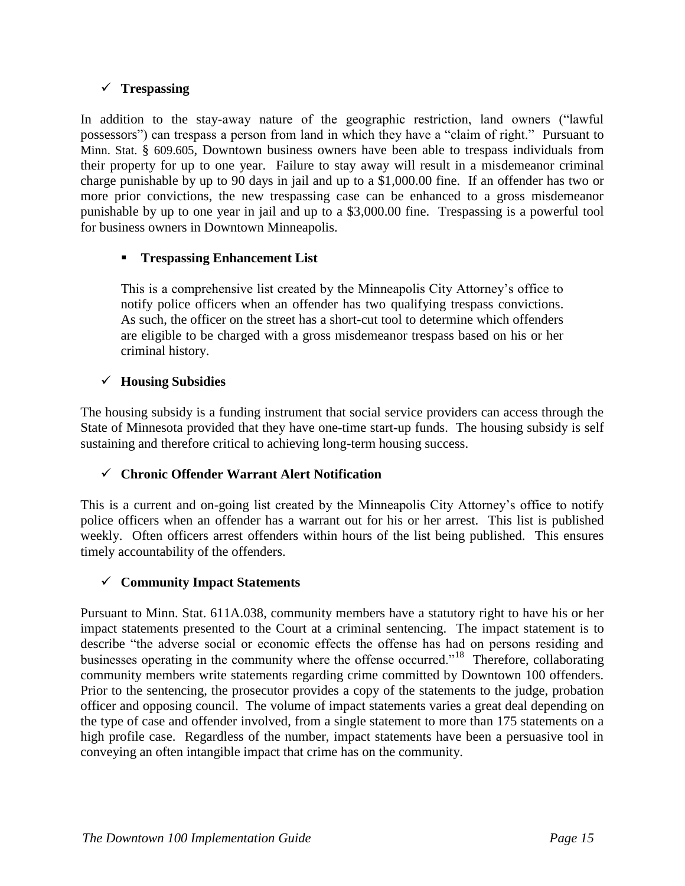- ✓ **Trespassing**

In addition to the stay-away nature of the geographic restriction, land owners ("lawful possessors") can trespass a person from land in which they have a "claim of right." Pursuant to Minn. Stat. § 609.605, Downtown business owners have been able to trespass individuals from their property for up to one year. Failure to stay away will result in a misdemeanor criminal charge punishable by up to 90 days in jail and up to a $1,000.00 fine. If an offender has two or more prior convictions, the new trespassing case can be enhanced to a gross misdemeanor punishable by up to one year in jail and up to a $3,000.00 fine. Trespassing is a powerful tool for business owners in Downtown Minneapolis.

- **Trespassing Enhancement List**

  This is a comprehensive list created by the Minneapolis City Attorney's office to notify police officers when an offender has two qualifying trespass convictions. As such, the officer on the street has a short-cut tool to determine which offenders are eligible to be charged with a gross misdemeanor trespass based on his or her criminal history.

- ✓ **Housing Subsidies**

The housing subsidy is a funding instrument that social service providers can access through the State of Minnesota provided that they have one-time start-up funds. The housing subsidy is self sustaining and therefore critical to achieving long-term housing success.

- ✓ **Chronic Offender Warrant Alert Notification**

This is a current and on-going list created by the Minneapolis City Attorney's office to notify police officers when an offender has a warrant out for his or her arrest. This list is published weekly. Often officers arrest offenders within hours of the list being published. This ensures timely accountability of the offenders.

- ✓ **Community Impact Statements**

Pursuant to Minn. Stat. 611A.038, community members have a statutory right to have his or her impact statements presented to the Court at a criminal sentencing. The impact statement is to describe "the adverse social or economic effects the offense has had on persons residing and businesses operating in the community where the offense occurred."[18] Therefore, collaborating community members write statements regarding crime committed by Downtown 100 offenders. Prior to the sentencing, the prosecutor provides a copy of the statements to the judge, probation officer and opposing council. The volume of impact statements varies a great deal depending on the type of case and offender involved, from a single statement to more than 175 statements on a high profile case. Regardless of the number, impact statements have been a persuasive tool in conveying an often intangible impact that crime has on the community.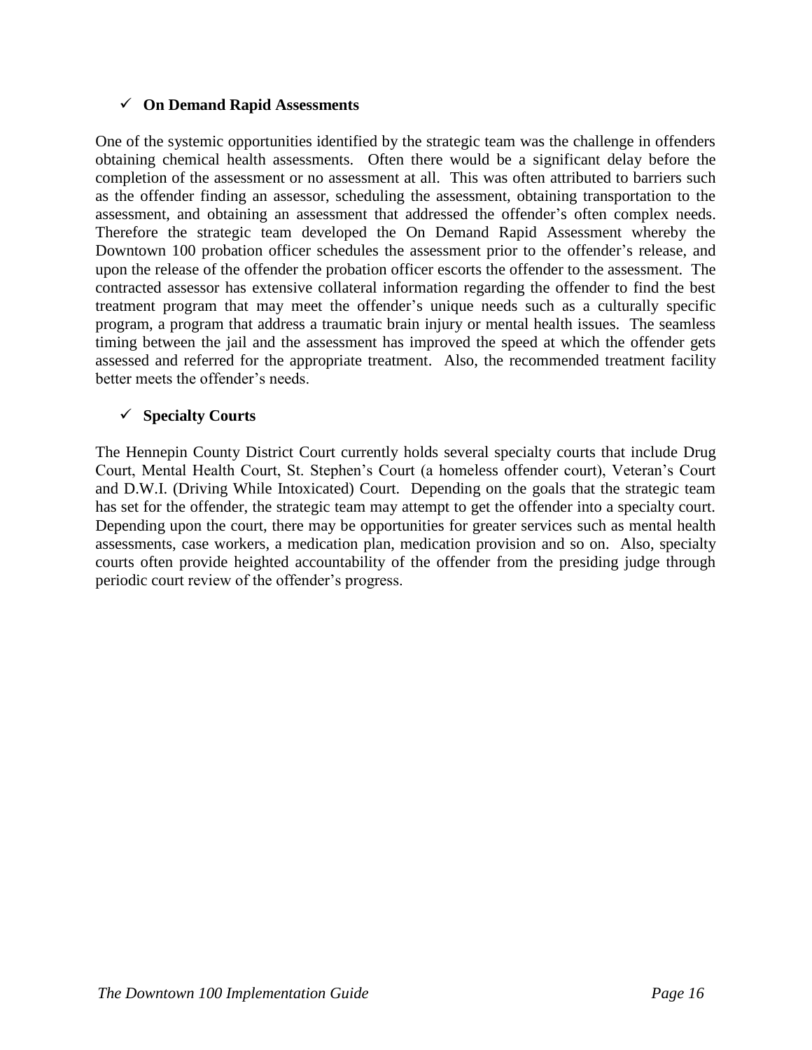- ✓ **On Demand Rapid Assessments**

One of the systemic opportunities identified by the strategic team was the challenge in offenders obtaining chemical health assessments. Often there would be a significant delay before the completion of the assessment or no assessment at all. This was often attributed to barriers such as the offender finding an assessor, scheduling the assessment, obtaining transportation to the assessment, and obtaining an assessment that addressed the offender's often complex needs. Therefore the strategic team developed the On Demand Rapid Assessment whereby the Downtown 100 probation officer schedules the assessment prior to the offender's release, and upon the release of the offender the probation officer escorts the offender to the assessment. The contracted assessor has extensive collateral information regarding the offender to find the best treatment program that may meet the offender's unique needs such as a culturally specific program, a program that address a traumatic brain injury or mental health issues. The seamless timing between the jail and the assessment has improved the speed at which the offender gets assessed and referred for the appropriate treatment. Also, the recommended treatment facility better meets the offender's needs.

- ✓ **Specialty Courts**

The Hennepin County District Court currently holds several specialty courts that include Drug Court, Mental Health Court, St. Stephen's Court (a homeless offender court), Veteran's Court and D.W.I. (Driving While Intoxicated) Court. Depending on the goals that the strategic team has set for the offender, the strategic team may attempt to get the offender into a specialty court. Depending upon the court, there may be opportunities for greater services such as mental health assessments, case workers, a medication plan, medication provision and so on. Also, specialty courts often provide heighted accountability of the offender from the presiding judge through periodic court review of the offender's progress.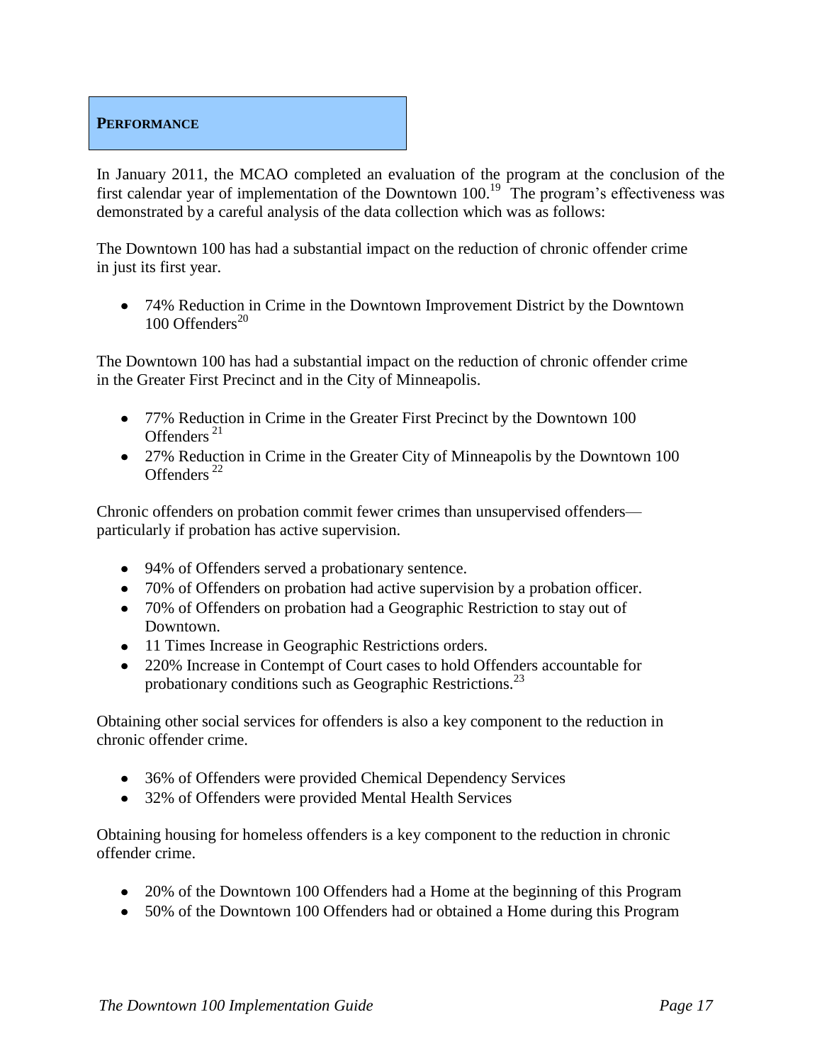## PERFORMANCE

In January 2011, the MCAO completed an evaluation of the program at the conclusion of the first calendar year of implementation of the Downtown 100.[19] The program's effectiveness was demonstrated by a careful analysis of the data collection which was as follows:

The Downtown 100 has had a substantial impact on the reduction of chronic offender crime in just its first year.

- 74% Reduction in Crime in the Downtown Improvement District by the Downtown 100 Offenders[20]

The Downtown 100 has had a substantial impact on the reduction of chronic offender crime in the Greater First Precinct and in the City of Minneapolis.

- 77% Reduction in Crime in the Greater First Precinct by the Downtown 100 Offenders[21]
- 27% Reduction in Crime in the Greater City of Minneapolis by the Downtown 100 Offenders[22]

Chronic offenders on probation commit fewer crimes than unsupervised offenders—particularly if probation has active supervision.

- 94% of Offenders served a probationary sentence.
- 70% of Offenders on probation had active supervision by a probation officer.
- 70% of Offenders on probation had a Geographic Restriction to stay out of Downtown.
- 11 Times Increase in Geographic Restrictions orders.
- 220% Increase in Contempt of Court cases to hold Offenders accountable for probationary conditions such as Geographic Restrictions.[23]

Obtaining other social services for offenders is also a key component to the reduction in chronic offender crime.

- 36% of Offenders were provided Chemical Dependency Services
- 32% of Offenders were provided Mental Health Services

Obtaining housing for homeless offenders is a key component to the reduction in chronic offender crime.

- 20% of the Downtown 100 Offenders had a Home at the beginning of this Program
- 50% of the Downtown 100 Offenders had or obtained a Home during this Program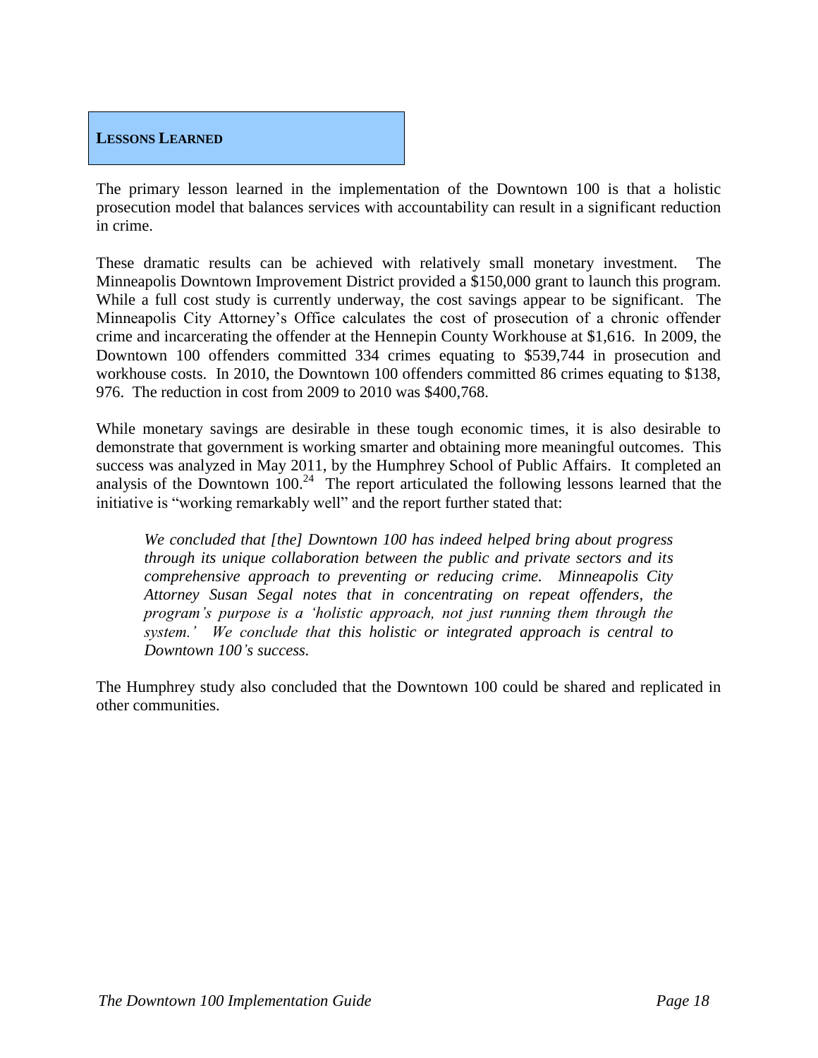## Lessons Learned

The primary lesson learned in the implementation of the Downtown 100 is that a holistic prosecution model that balances services with accountability can result in a significant reduction in crime.

These dramatic results can be achieved with relatively small monetary investment. The Minneapolis Downtown Improvement District provided a $150,000 grant to launch this program. While a full cost study is currently underway, the cost savings appear to be significant. The Minneapolis City Attorney's Office calculates the cost of prosecution of a chronic offender crime and incarcerating the offender at the Hennepin County Workhouse at $1,616. In 2009, the Downtown 100 offenders committed 334 crimes equating to $539,744 in prosecution and workhouse costs. In 2010, the Downtown 100 offenders committed 86 crimes equating to $138, 976. The reduction in cost from 2009 to 2010 was $400,768.

While monetary savings are desirable in these tough economic times, it is also desirable to demonstrate that government is working smarter and obtaining more meaningful outcomes. This success was analyzed in May 2011, by the Humphrey School of Public Affairs. It completed an analysis of the Downtown 100.[24] The report articulated the following lessons learned that the initiative is "working remarkably well" and the report further stated that:

> *We concluded that [the] Downtown 100 has indeed helped bring about progress through its unique collaboration between the public and private sectors and its comprehensive approach to preventing or reducing crime. Minneapolis City Attorney Susan Segal notes that in concentrating on repeat offenders, the program's purpose is a 'holistic approach, not just running them through the system.' We conclude that this holistic or integrated approach is central to Downtown 100's success.*

The Humphrey study also concluded that the Downtown 100 could be shared and replicated in other communities.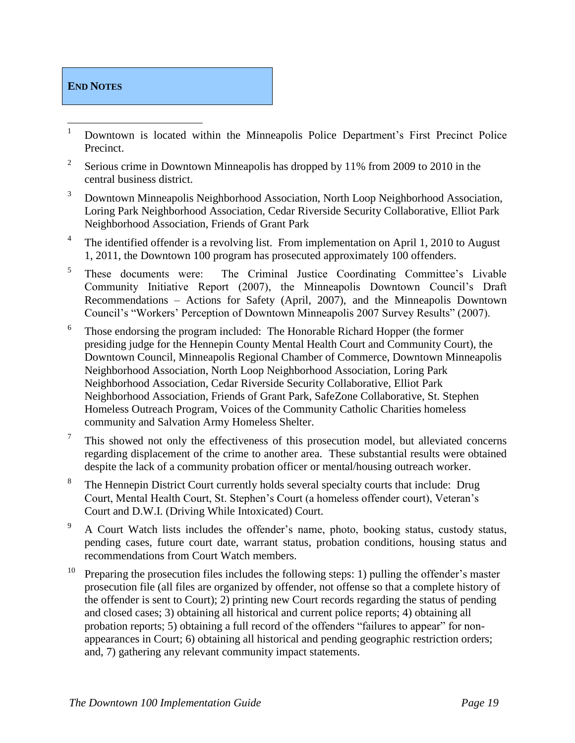## END NOTES

[1] Downtown is located within the Minneapolis Police Department's First Precinct Police Precinct.

[2] Serious crime in Downtown Minneapolis has dropped by 11% from 2009 to 2010 in the central business district.

[3] Downtown Minneapolis Neighborhood Association, North Loop Neighborhood Association, Loring Park Neighborhood Association, Cedar Riverside Security Collaborative, Elliot Park Neighborhood Association, Friends of Grant Park

[4] The identified offender is a revolving list. From implementation on April 1, 2010 to August 1, 2011, the Downtown 100 program has prosecuted approximately 100 offenders.

[5] These documents were: The Criminal Justice Coordinating Committee's Livable Community Initiative Report (2007), the Minneapolis Downtown Council's Draft Recommendations – Actions for Safety (April, 2007), and the Minneapolis Downtown Council's "Workers' Perception of Downtown Minneapolis 2007 Survey Results" (2007).

[6] Those endorsing the program included: The Honorable Richard Hopper (the former presiding judge for the Hennepin County Mental Health Court and Community Court), the Downtown Council, Minneapolis Regional Chamber of Commerce, Downtown Minneapolis Neighborhood Association, North Loop Neighborhood Association, Loring Park Neighborhood Association, Cedar Riverside Security Collaborative, Elliot Park Neighborhood Association, Friends of Grant Park, SafeZone Collaborative, St. Stephen Homeless Outreach Program, Voices of the Community Catholic Charities homeless community and Salvation Army Homeless Shelter.

[7] This showed not only the effectiveness of this prosecution model, but alleviated concerns regarding displacement of the crime to another area. These substantial results were obtained despite the lack of a community probation officer or mental/housing outreach worker.

[8] The Hennepin District Court currently holds several specialty courts that include: Drug Court, Mental Health Court, St. Stephen's Court (a homeless offender court), Veteran's Court and D.W.I. (Driving While Intoxicated) Court.

[9] A Court Watch lists includes the offender's name, photo, booking status, custody status, pending cases, future court date, warrant status, probation conditions, housing status and recommendations from Court Watch members.

[10] Preparing the prosecution files includes the following steps: 1) pulling the offender's master prosecution file (all files are organized by offender, not offense so that a complete history of the offender is sent to Court); 2) printing new Court records regarding the status of pending and closed cases; 3) obtaining all historical and current police reports; 4) obtaining all probation reports; 5) obtaining a full record of the offenders "failures to appear" for non-appearances in Court; 6) obtaining all historical and pending geographic restriction orders; and, 7) gathering any relevant community impact statements.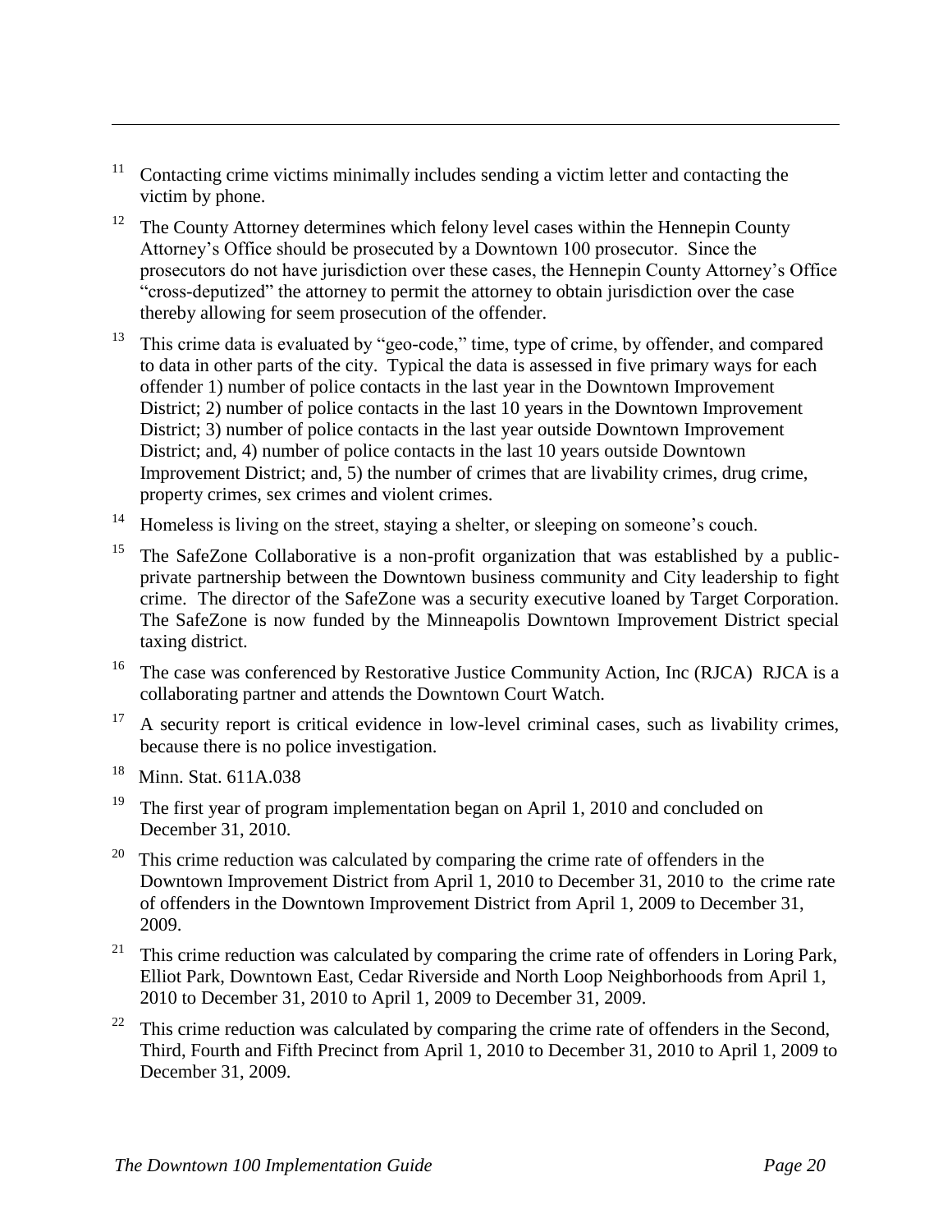[11] Contacting crime victims minimally includes sending a victim letter and contacting the victim by phone.

[12] The County Attorney determines which felony level cases within the Hennepin County Attorney's Office should be prosecuted by a Downtown 100 prosecutor. Since the prosecutors do not have jurisdiction over these cases, the Hennepin County Attorney's Office "cross-deputized" the attorney to permit the attorney to obtain jurisdiction over the case thereby allowing for seem prosecution of the offender.

[13] This crime data is evaluated by "geo-code," time, type of crime, by offender, and compared to data in other parts of the city. Typical the data is assessed in five primary ways for each offender 1) number of police contacts in the last year in the Downtown Improvement District; 2) number of police contacts in the last 10 years in the Downtown Improvement District; 3) number of police contacts in the last year outside Downtown Improvement District; and, 4) number of police contacts in the last 10 years outside Downtown Improvement District; and, 5) the number of crimes that are livability crimes, drug crime, property crimes, sex crimes and violent crimes.

[14] Homeless is living on the street, staying a shelter, or sleeping on someone's couch.

[15] The SafeZone Collaborative is a non-profit organization that was established by a public-private partnership between the Downtown business community and City leadership to fight crime. The director of the SafeZone was a security executive loaned by Target Corporation. The SafeZone is now funded by the Minneapolis Downtown Improvement District special taxing district.

[16] The case was conferenced by Restorative Justice Community Action, Inc (RJCA) RJCA is a collaborating partner and attends the Downtown Court Watch.

[17] A security report is critical evidence in low-level criminal cases, such as livability crimes, because there is no police investigation.

[18] Minn. Stat. 611A.038

[19] The first year of program implementation began on April 1, 2010 and concluded on December 31, 2010.

[20] This crime reduction was calculated by comparing the crime rate of offenders in the Downtown Improvement District from April 1, 2010 to December 31, 2010 to the crime rate of offenders in the Downtown Improvement District from April 1, 2009 to December 31, 2009.

[21] This crime reduction was calculated by comparing the crime rate of offenders in Loring Park, Elliot Park, Downtown East, Cedar Riverside and North Loop Neighborhoods from April 1, 2010 to December 31, 2010 to April 1, 2009 to December 31, 2009.

[22] This crime reduction was calculated by comparing the crime rate of offenders in the Second, Third, Fourth and Fifth Precinct from April 1, 2010 to December 31, 2010 to April 1, 2009 to December 31, 2009.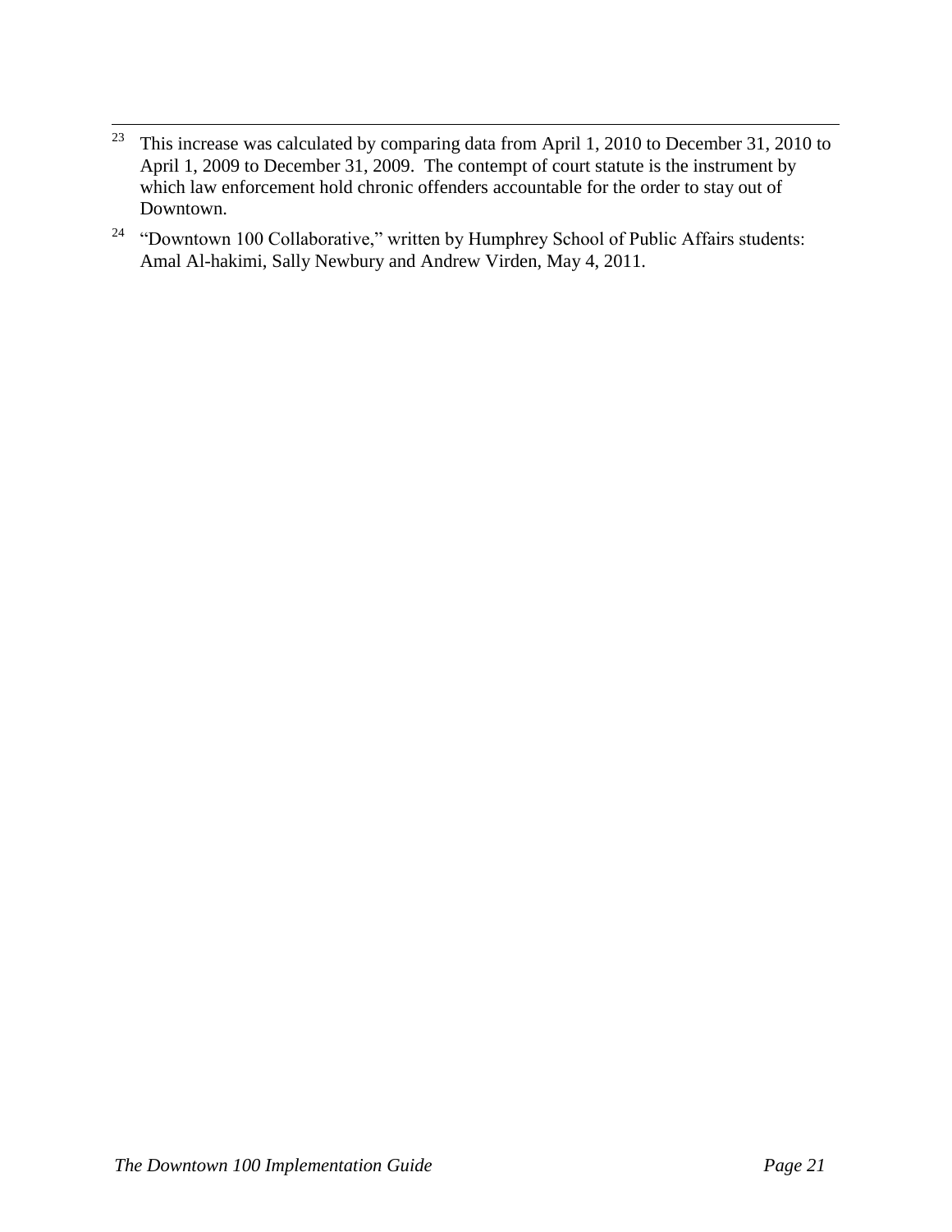[23] This increase was calculated by comparing data from April 1, 2010 to December 31, 2010 to April 1, 2009 to December 31, 2009. The contempt of court statute is the instrument by which law enforcement hold chronic offenders accountable for the order to stay out of Downtown.

[24] "Downtown 100 Collaborative," written by Humphrey School of Public Affairs students: Amal Al-hakimi, Sally Newbury and Andrew Virden, May 4, 2011.